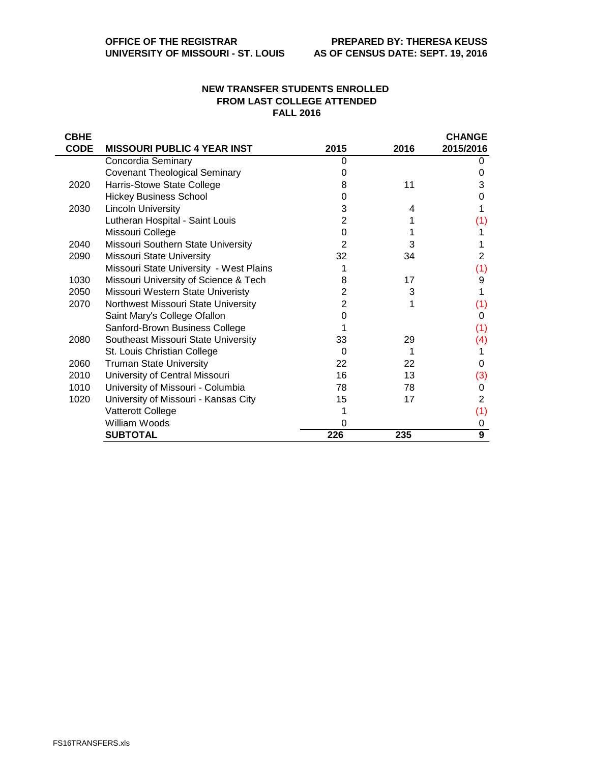OFFICE OF THE REGISTRAR
UNIVERSITY OF MISSOURI - ST. LOUIS

PREPARED BY: THERESA KEUSS
AS OF CENSUS DATE: SEPT. 19, 2016

## NEW TRANSFER STUDENTS ENROLLED FROM LAST COLLEGE ATTENDED FALL 2016

| CBHE CODE | MISSOURI PUBLIC 4 YEAR INST | 2015 | 2016 | CHANGE 2015/2016 |
|---|---|---|---|---|
| | Concordia Seminary | 0 | | 0 |
| | Covenant Theological Seminary | 0 | | 0 |
| 2020 | Harris-Stowe State College | 8 | 11 | 3 |
| | Hickey Business School | 0 | | 0 |
| 2030 | Lincoln University | 3 | 4 | 1 |
| | Lutheran Hospital - Saint Louis | 2 | 1 | (1) |
| | Missouri College | 0 | 1 | 1 |
| 2040 | Missouri Southern State University | 2 | 3 | 1 |
| 2090 | Missouri State University | 32 | 34 | 2 |
| | Missouri State University - West Plains | 1 | | (1) |
| 1030 | Missouri University of Science & Tech | 8 | 17 | 9 |
| 2050 | Missouri Western State Univeristy | 2 | 3 | 1 |
| 2070 | Northwest Missouri State University | 2 | 1 | (1) |
| | Saint Mary's College Ofallon | 0 | | 0 |
| | Sanford-Brown Business College | 1 | | (1) |
| 2080 | Southeast Missouri State University | 33 | 29 | (4) |
| | St. Louis Christian College | 0 | 1 | 1 |
| 2060 | Truman State University | 22 | 22 | 0 |
| 2010 | University of Central Missouri | 16 | 13 | (3) |
| 1010 | University of Missouri - Columbia | 78 | 78 | 0 |
| 1020 | University of Missouri - Kansas City | 15 | 17 | 2 |
| | Vatterott College | 1 | | (1) |
| | William Woods | 0 | | 0 |
| | **SUBTOTAL** | **226** | **235** | **9** |

FS16TRANSFERS.xls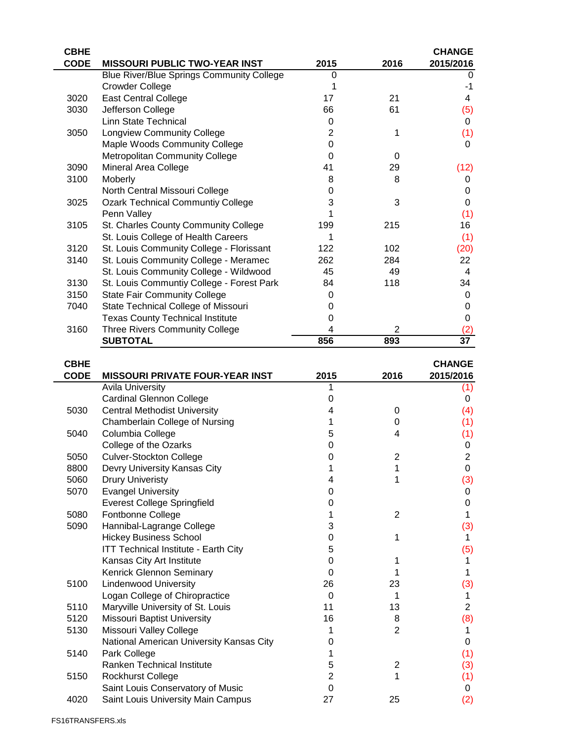| CBHE CODE | MISSOURI PUBLIC TWO-YEAR INST | 2015 | 2016 | CHANGE 2015/2016 |
|---|---|---|---|---|
| | Blue River/Blue Springs Community College | 0 | | 0 |
| | Crowder College | 1 | | -1 |
| 3020 | East Central College | 17 | 21 | 4 |
| 3030 | Jefferson College | 66 | 61 | (5) |
| | Linn State Technical | 0 | | 0 |
| 3050 | Longview Community College | 2 | 1 | (1) |
| | Maple Woods Community College | 0 | | 0 |
| | Metropolitan Community College | 0 | 0 | |
| 3090 | Mineral Area College | 41 | 29 | (12) |
| 3100 | Moberly | 8 | 8 | 0 |
| | North Central Missouri College | 0 | | 0 |
| 3025 | Ozark Technical Communtiy College | 3 | 3 | 0 |
| | Penn Valley | 1 | | (1) |
| 3105 | St. Charles County Community College | 199 | 215 | 16 |
| | St. Louis College of Health Careers | 1 | | (1) |
| 3120 | St. Louis Community College - Florissant | 122 | 102 | (20) |
| 3140 | St. Louis Community College - Meramec | 262 | 284 | 22 |
| | St. Louis Community College - Wildwood | 45 | 49 | 4 |
| 3130 | St. Louis Communtiy College - Forest Park | 84 | 118 | 34 |
| 3150 | State Fair Community College | 0 | | 0 |
| 7040 | State Technical College of Missouri | 0 | | 0 |
| | Texas County Technical Institute | 0 | | 0 |
| 3160 | Three Rivers Community College | 4 | 2 | (2) |
| | **SUBTOTAL** | **856** | **893** | **37** |

| CBHE CODE | MISSOURI PRIVATE FOUR-YEAR INST | 2015 | 2016 | CHANGE 2015/2016 |
|---|---|---|---|---|
| | Avila University | 1 | | (1) |
| | Cardinal Glennon College | 0 | | 0 |
| 5030 | Central Methodist University | 4 | 0 | (4) |
| | Chamberlain College of Nursing | 1 | 0 | (1) |
| 5040 | Columbia College | 5 | 4 | (1) |
| | College of the Ozarks | 0 | | 0 |
| 5050 | Culver-Stockton College | 0 | 2 | 2 |
| 8800 | Devry University Kansas City | 1 | 1 | 0 |
| 5060 | Drury Univeristy | 4 | 1 | (3) |
| 5070 | Evangel University | 0 | | 0 |
| | Everest College Springfield | 0 | | 0 |
| 5080 | Fontbonne College | 1 | 2 | 1 |
| 5090 | Hannibal-Lagrange College | 3 | | (3) |
| | Hickey Business School | 0 | 1 | 1 |
| | ITT Technical Institute - Earth City | 5 | | (5) |
| | Kansas City Art Institute | 0 | 1 | 1 |
| | Kenrick Glennon Seminary | 0 | 1 | 1 |
| 5100 | Lindenwood University | 26 | 23 | (3) |
| | Logan College of Chiropractice | 0 | 1 | 1 |
| 5110 | Maryville University of St. Louis | 11 | 13 | 2 |
| 5120 | Missouri Baptist University | 16 | 8 | (8) |
| 5130 | Missouri Valley College | 1 | 2 | 1 |
| | National American University Kansas City | 0 | | 0 |
| 5140 | Park College | 1 | | (1) |
| | Ranken Technical Institute | 5 | 2 | (3) |
| 5150 | Rockhurst College | 2 | 1 | (1) |
| | Saint Louis Conservatory of Music | 0 | | 0 |
| 4020 | Saint Louis University Main Campus | 27 | 25 | (2) |

FS16TRANSFERS.xls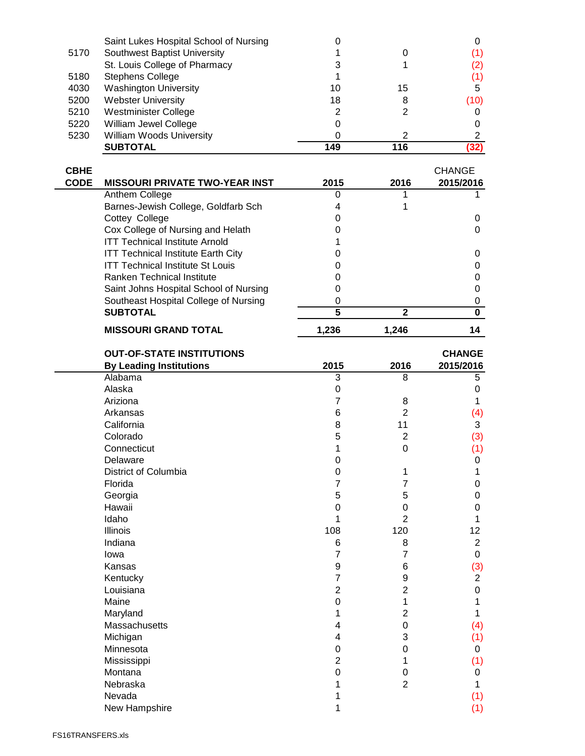| | | | | |
|---|---|---|---|---|
| | Saint Lukes Hospital School of Nursing | 0 | | 0 |
| 5170 | Southwest Baptist University | 1 | 0 | (1) |
| | St. Louis College of Pharmacy | 3 | 1 | (2) |
| 5180 | Stephens College | 1 | | (1) |
| 4030 | Washington University | 10 | 15 | 5 |
| 5200 | Webster University | 18 | 8 | (10) |
| 5210 | Westminister College | 2 | 2 | 0 |
| 5220 | William Jewel College | 0 | | 0 |
| 5230 | William Woods University | 0 | 2 | 2 |
| | **SUBTOTAL** | **149** | **116** | **(32)** |

| CBHE CODE | MISSOURI PRIVATE TWO-YEAR INST | 2015 | 2016 | CHANGE 2015/2016 |
|---|---|---|---|---|
| | Anthem College | 0 | 1 | 1 |
| | Barnes-Jewish College, Goldfarb Sch | 4 | 1 | |
| | Cottey College | 0 | | 0 |
| | Cox College of Nursing and Helath | 0 | | 0 |
| | ITT Technical Institute Arnold | 1 | | |
| | ITT Technical Institute Earth City | 0 | | 0 |
| | ITT Technical Institute St Louis | 0 | | 0 |
| | Ranken Technical Institute | 0 | | 0 |
| | Saint Johns Hospital School of Nursing | 0 | | 0 |
| | Southeast Hospital College of Nursing | 0 | | 0 |
| | **SUBTOTAL** | **5** | **2** | **0** |
| | **MISSOURI GRAND TOTAL** | **1,236** | **1,246** | **14** |

| OUT-OF-STATE INSTITUTIONS By Leading Institutions | 2015 | 2016 | CHANGE 2015/2016 |
|---|---|---|---|
| Alabama | 3 | 8 | 5 |
| Alaska | 0 | | 0 |
| Ariziona | 7 | 8 | 1 |
| Arkansas | 6 | 2 | (4) |
| California | 8 | 11 | 3 |
| Colorado | 5 | 2 | (3) |
| Connecticut | 1 | 0 | (1) |
| Delaware | 0 | | 0 |
| District of Columbia | 0 | 1 | 1 |
| Florida | 7 | 7 | 0 |
| Georgia | 5 | 5 | 0 |
| Hawaii | 0 | 0 | 0 |
| Idaho | 1 | 2 | 1 |
| Illinois | 108 | 120 | 12 |
| Indiana | 6 | 8 | 2 |
| Iowa | 7 | 7 | 0 |
| Kansas | 9 | 6 | (3) |
| Kentucky | 7 | 9 | 2 |
| Louisiana | 2 | 2 | 0 |
| Maine | 0 | 1 | 1 |
| Maryland | 1 | 2 | 1 |
| Massachusetts | 4 | 0 | (4) |
| Michigan | 4 | 3 | (1) |
| Minnesota | 0 | 0 | 0 |
| Mississippi | 2 | 1 | (1) |
| Montana | 0 | 0 | 0 |
| Nebraska | 1 | 2 | 1 |
| Nevada | 1 | | (1) |
| New Hampshire | 1 | | (1) |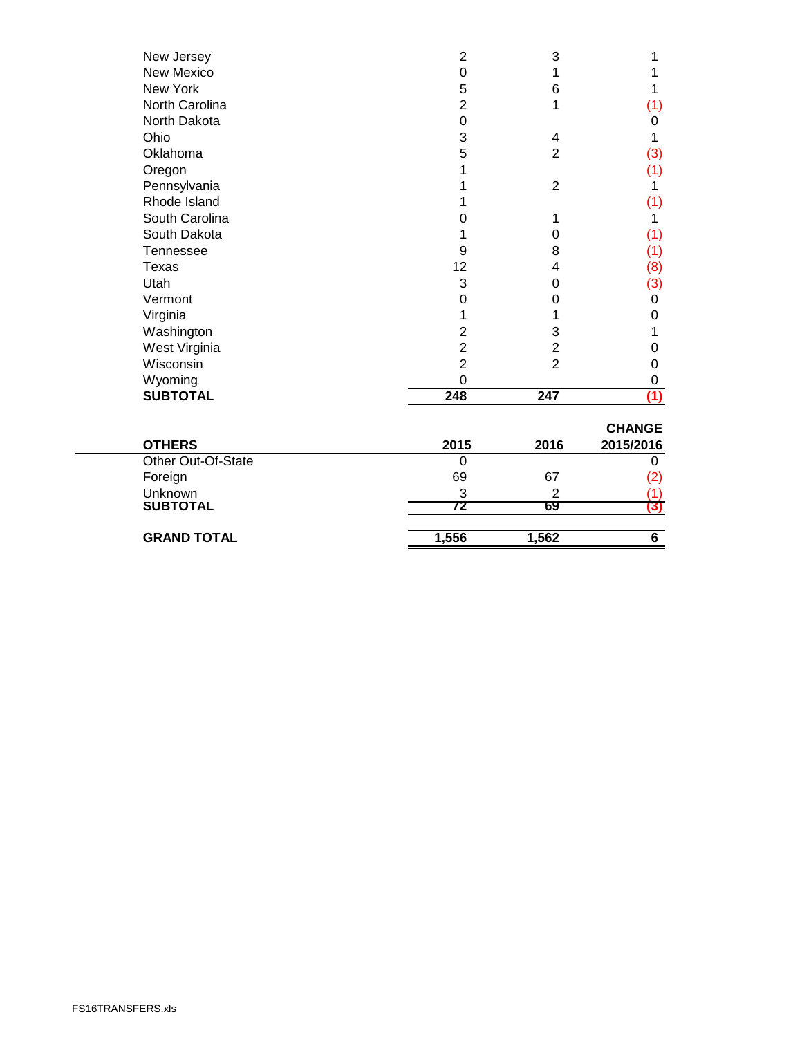| | | | |
|---|---|---|---|
| New Jersey | 2 | 3 | 1 |
| New Mexico | 0 | 1 | 1 |
| New York | 5 | 6 | 1 |
| North Carolina | 2 | 1 | (1) |
| North Dakota | 0 | | 0 |
| Ohio | 3 | 4 | 1 |
| Oklahoma | 5 | 2 | (3) |
| Oregon | 1 | | (1) |
| Pennsylvania | 1 | 2 | 1 |
| Rhode Island | 1 | | (1) |
| South Carolina | 0 | 1 | 1 |
| South Dakota | 1 | 0 | (1) |
| Tennessee | 9 | 8 | (1) |
| Texas | 12 | 4 | (8) |
| Utah | 3 | 0 | (3) |
| Vermont | 0 | 0 | 0 |
| Virginia | 1 | 1 | 0 |
| Washington | 2 | 3 | 1 |
| West Virginia | 2 | 2 | 0 |
| Wisconsin | 2 | 2 | 0 |
| Wyoming | 0 | | 0 |
| **SUBTOTAL** | **248** | **247** | **(1)** |

| **OTHERS** | **2015** | **2016** | **CHANGE 2015/2016** |
|---|---|---|---|
| Other Out-Of-State | 0 | | 0 |
| Foreign | 69 | 67 | (2) |
| Unknown | 3 | 2 | (1) |
| **SUBTOTAL** | **72** | **69** | **(3)** |
| | | | |
| **GRAND TOTAL** | **1,556** | **1,562** | **6** |

FS16TRANSFERS.xls